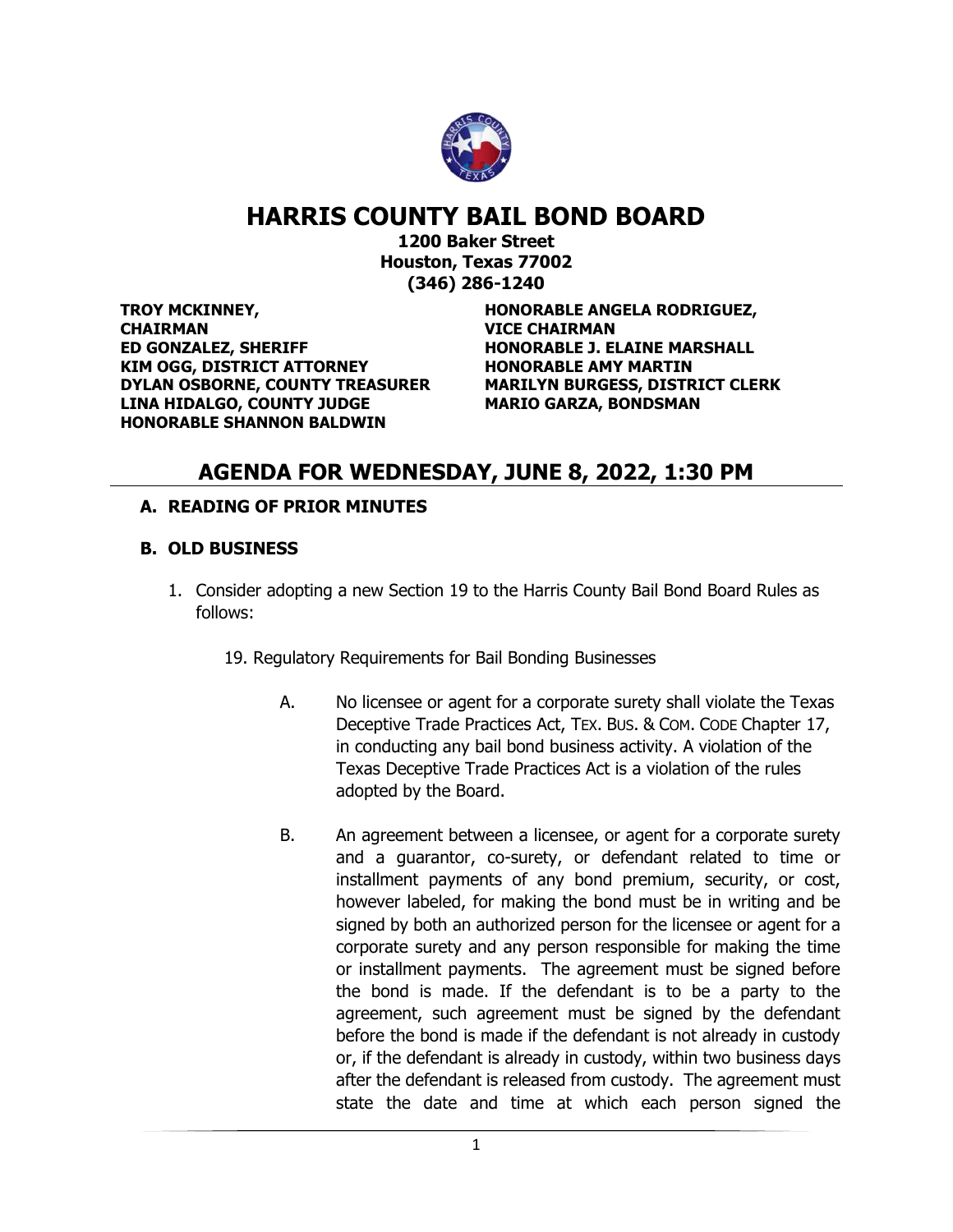# HARRIS COUNTY BAIL BOND BOARD

**1200 Baker Street**
**Houston, Texas 77002**
**(346) 286-1240**

**TROY MCKINNEY, CHAIRMAN**
**ED GONZALEZ, SHERIFF**
**KIM OGG, DISTRICT ATTORNEY**
**DYLAN OSBORNE, COUNTY TREASURER**
**LINA HIDALGO, COUNTY JUDGE**
**HONORABLE SHANNON BALDWIN**
**HONORABLE ANGELA RODRIGUEZ, VICE CHAIRMAN**
**HONORABLE J. ELAINE MARSHALL**
**HONORABLE AMY MARTIN**
**MARILYN BURGESS, DISTRICT CLERK**
**MARIO GARZA, BONDSMAN**

## AGENDA FOR WEDNESDAY, JUNE 8, 2022, 1:30 PM

### A. READING OF PRIOR MINUTES

### B. OLD BUSINESS

1. Consider adopting a new Section 19 to the Harris County Bail Bond Board Rules as follows:

   19. Regulatory Requirements for Bail Bonding Businesses

      A. No licensee or agent for a corporate surety shall violate the Texas Deceptive Trade Practices Act, TEX. BUS. & COM. CODE Chapter 17, in conducting any bail bond business activity. A violation of the Texas Deceptive Trade Practices Act is a violation of the rules adopted by the Board.

      B. An agreement between a licensee, or agent for a corporate surety and a guarantor, co-surety, or defendant related to time or installment payments of any bond premium, security, or cost, however labeled, for making the bond must be in writing and be signed by both an authorized person for the licensee or agent for a corporate surety and any person responsible for making the time or installment payments. The agreement must be signed before the bond is made. If the defendant is to be a party to the agreement, such agreement must be signed by the defendant before the bond is made if the defendant is not already in custody or, if the defendant is already in custody, within two business days after the defendant is released from custody. The agreement must state the date and time at which each person signed the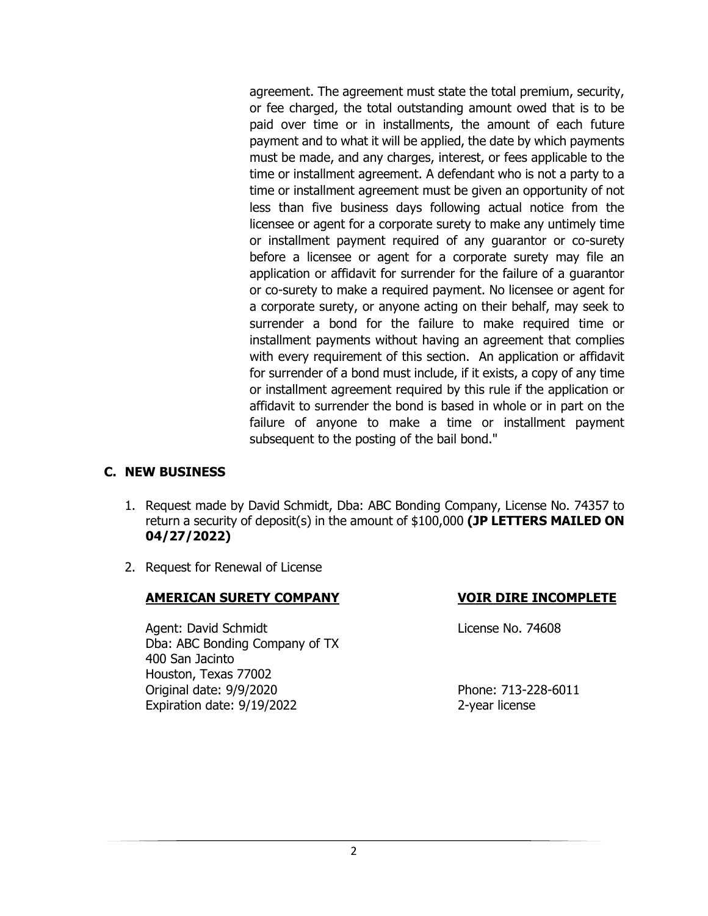agreement. The agreement must state the total premium, security, or fee charged, the total outstanding amount owed that is to be paid over time or in installments, the amount of each future payment and to what it will be applied, the date by which payments must be made, and any charges, interest, or fees applicable to the time or installment agreement. A defendant who is not a party to a time or installment agreement must be given an opportunity of not less than five business days following actual notice from the licensee or agent for a corporate surety to make any untimely time or installment payment required of any guarantor or co-surety before a licensee or agent for a corporate surety may file an application or affidavit for surrender for the failure of a guarantor or co-surety to make a required payment. No licensee or agent for a corporate surety, or anyone acting on their behalf, may seek to surrender a bond for the failure to make required time or installment payments without having an agreement that complies with every requirement of this section. An application or affidavit for surrender of a bond must include, if it exists, a copy of any time or installment agreement required by this rule if the application or affidavit to surrender the bond is based in whole or in part on the failure of anyone to make a time or installment payment subsequent to the posting of the bail bond."

## C. NEW BUSINESS

1. Request made by David Schmidt, Dba: ABC Bonding Company, License No. 74357 to return a security of deposit(s) in the amount of $100,000 **(JP LETTERS MAILED ON 04/27/2022)**

2. Request for Renewal of License

**AMERICAN SURETY COMPANY** **VOIR DIRE INCOMPLETE**

Agent: David Schmidt License No. 74608
Dba: ABC Bonding Company of TX
400 San Jacinto
Houston, Texas 77002
Original date: 9/9/2020 Phone: 713-228-6011
Expiration date: 9/19/2022 2-year license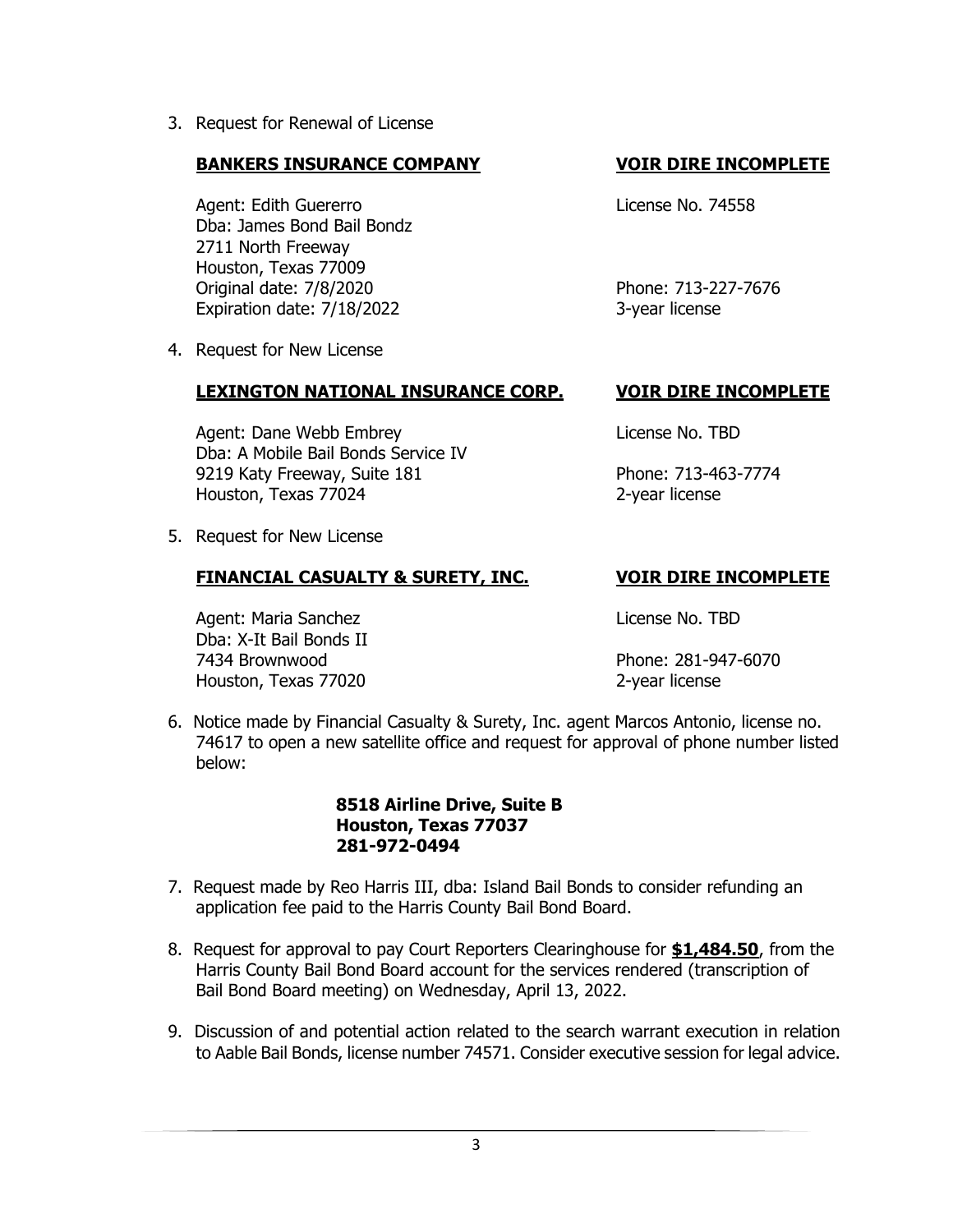3. Request for Renewal of License

**BANKERS INSURANCE COMPANY** **VOIR DIRE INCOMPLETE**

Agent: Edith Guererro License No. 74558
Dba: James Bond Bail Bondz
2711 North Freeway
Houston, Texas 77009
Original date: 7/8/2020 Phone: 713-227-7676
Expiration date: 7/18/2022 3-year license

4. Request for New License

**LEXINGTON NATIONAL INSURANCE CORP.** **VOIR DIRE INCOMPLETE**

Agent: Dane Webb Embrey License No. TBD
Dba: A Mobile Bail Bonds Service IV
9219 Katy Freeway, Suite 181 Phone: 713-463-7774
Houston, Texas 77024 2-year license

5. Request for New License

**FINANCIAL CASUALTY & SURETY, INC.** **VOIR DIRE INCOMPLETE**

Agent: Maria Sanchez License No. TBD
Dba: X-It Bail Bonds II
7434 Brownwood Phone: 281-947-6070
Houston, Texas 77020 2-year license

6. Notice made by Financial Casualty & Surety, Inc. agent Marcos Antonio, license no. 74617 to open a new satellite office and request for approval of phone number listed below:

   **8518 Airline Drive, Suite B**
   **Houston, Texas 77037**
   **281-972-0494**

7. Request made by Reo Harris III, dba: Island Bail Bonds to consider refunding an application fee paid to the Harris County Bail Bond Board.

8. Request for approval to pay Court Reporters Clearinghouse for **$1,484.50**, from the Harris County Bail Bond Board account for the services rendered (transcription of Bail Bond Board meeting) on Wednesday, April 13, 2022.

9. Discussion of and potential action related to the search warrant execution in relation to Aable Bail Bonds, license number 74571. Consider executive session for legal advice.